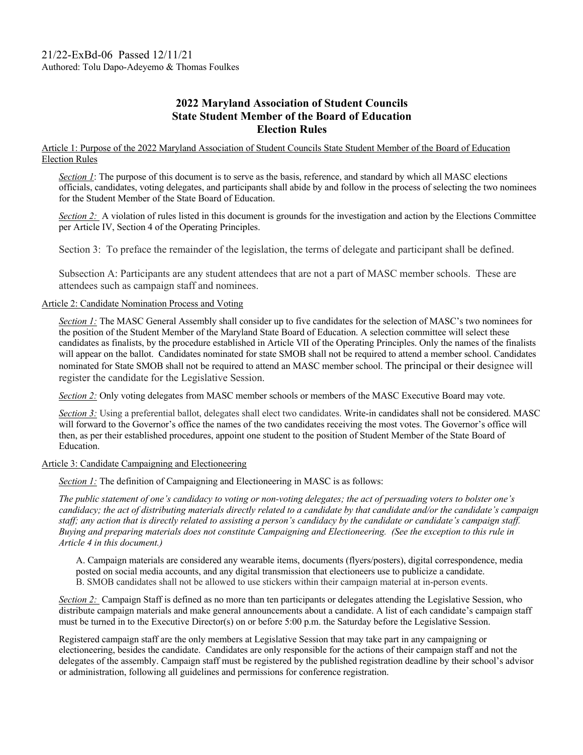21/22-ExBd-06 Passed 12/11/21
Authored: Tolu Dapo-Adeyemo & Thomas Foulkes

# 2022 Maryland Association of Student Councils State Student Member of the Board of Education Election Rules

Article 1: Purpose of the 2022 Maryland Association of Student Councils State Student Member of the Board of Education Election Rules

*Section 1*: The purpose of this document is to serve as the basis, reference, and standard by which all MASC elections officials, candidates, voting delegates, and participants shall abide by and follow in the process of selecting the two nominees for the Student Member of the State Board of Education.

*Section 2:* A violation of rules listed in this document is grounds for the investigation and action by the Elections Committee per Article IV, Section 4 of the Operating Principles.

Section 3: To preface the remainder of the legislation, the terms of delegate and participant shall be defined.

Subsection A: Participants are any student attendees that are not a part of MASC member schools. These are attendees such as campaign staff and nominees.

Article 2: Candidate Nomination Process and Voting

*Section 1:* The MASC General Assembly shall consider up to five candidates for the selection of MASC's two nominees for the position of the Student Member of the Maryland State Board of Education. A selection committee will select these candidates as finalists, by the procedure established in Article VII of the Operating Principles. Only the names of the finalists will appear on the ballot. Candidates nominated for state SMOB shall not be required to attend a member school. Candidates nominated for State SMOB shall not be required to attend an MASC member school. The principal or their designee will register the candidate for the Legislative Session.

*Section 2:* Only voting delegates from MASC member schools or members of the MASC Executive Board may vote.

*Section 3:* Using a preferential ballot, delegates shall elect two candidates. Write-in candidates shall not be considered. MASC will forward to the Governor's office the names of the two candidates receiving the most votes. The Governor's office will then, as per their established procedures, appoint one student to the position of Student Member of the State Board of Education.

Article 3: Candidate Campaigning and Electioneering

*Section 1:* The definition of Campaigning and Electioneering in MASC is as follows:

*The public statement of one's candidacy to voting or non-voting delegates; the act of persuading voters to bolster one's candidacy; the act of distributing materials directly related to a candidate by that candidate and/or the candidate's campaign staff; any action that is directly related to assisting a person's candidacy by the candidate or candidate's campaign staff. Buying and preparing materials does not constitute Campaigning and Electioneering. (See the exception to this rule in Article 4 in this document.)*

A. Campaign materials are considered any wearable items, documents (flyers/posters), digital correspondence, media posted on social media accounts, and any digital transmission that electioneers use to publicize a candidate.
B. SMOB candidates shall not be allowed to use stickers within their campaign material at in-person events.

*Section 2:* Campaign Staff is defined as no more than ten participants or delegates attending the Legislative Session, who distribute campaign materials and make general announcements about a candidate. A list of each candidate's campaign staff must be turned in to the Executive Director(s) on or before 5:00 p.m. the Saturday before the Legislative Session.

Registered campaign staff are the only members at Legislative Session that may take part in any campaigning or electioneering, besides the candidate. Candidates are only responsible for the actions of their campaign staff and not the delegates of the assembly. Campaign staff must be registered by the published registration deadline by their school's advisor or administration, following all guidelines and permissions for conference registration.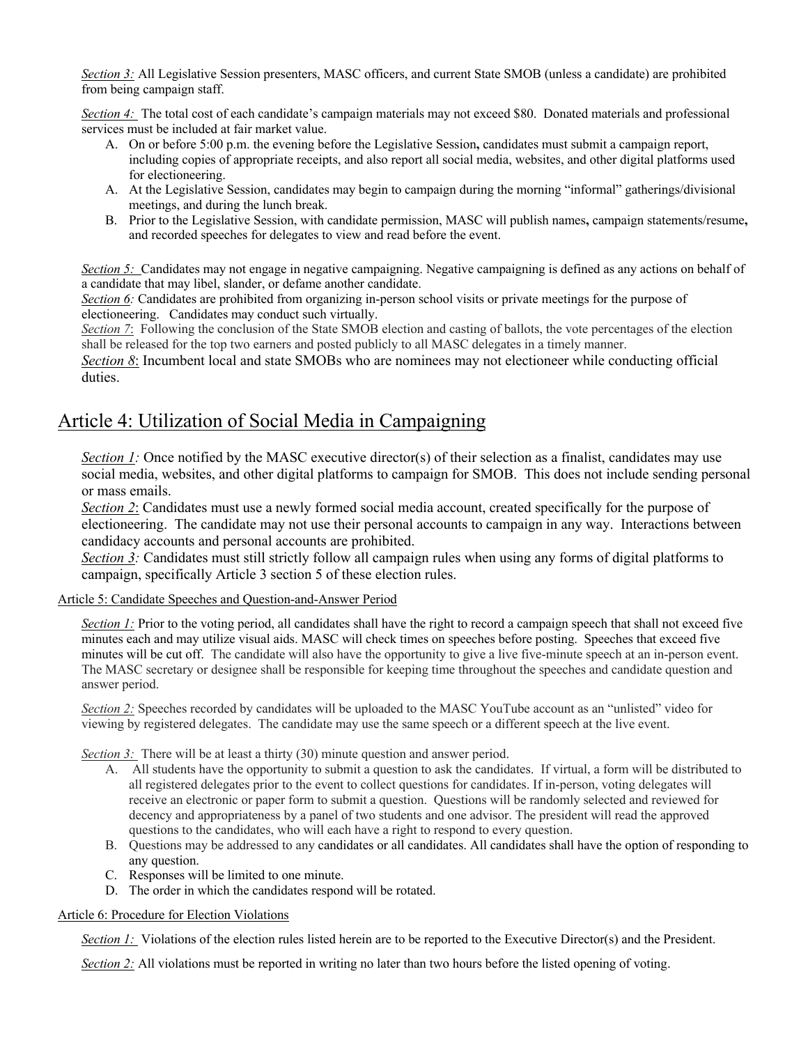*Section 3:* All Legislative Session presenters, MASC officers, and current State SMOB (unless a candidate) are prohibited from being campaign staff.

*Section 4:* The total cost of each candidate's campaign materials may not exceed $80. Donated materials and professional services must be included at fair market value.

A. On or before 5:00 p.m. the evening before the Legislative Session**,** candidates must submit a campaign report, including copies of appropriate receipts, and also report all social media, websites, and other digital platforms used for electioneering.
A. At the Legislative Session, candidates may begin to campaign during the morning "informal" gatherings/divisional meetings, and during the lunch break.
B. Prior to the Legislative Session, with candidate permission, MASC will publish names**,** campaign statements/resume**,** and recorded speeches for delegates to view and read before the event.

*Section 5:* Candidates may not engage in negative campaigning. Negative campaigning is defined as any actions on behalf of a candidate that may libel, slander, or defame another candidate.

*Section 6:* Candidates are prohibited from organizing in-person school visits or private meetings for the purpose of electioneering. Candidates may conduct such virtually.

*Section 7*: Following the conclusion of the State SMOB election and casting of ballots, the vote percentages of the election shall be released for the top two earners and posted publicly to all MASC delegates in a timely manner.

*Section 8*: Incumbent local and state SMOBs who are nominees may not electioneer while conducting official duties.

## Article 4: Utilization of Social Media in Campaigning

*Section 1:* Once notified by the MASC executive director(s) of their selection as a finalist, candidates may use social media, websites, and other digital platforms to campaign for SMOB. This does not include sending personal or mass emails.

*Section 2*: Candidates must use a newly formed social media account, created specifically for the purpose of electioneering. The candidate may not use their personal accounts to campaign in any way. Interactions between candidacy accounts and personal accounts are prohibited.

*Section 3:* Candidates must still strictly follow all campaign rules when using any forms of digital platforms to campaign, specifically Article 3 section 5 of these election rules.

### Article 5: Candidate Speeches and Question-and-Answer Period

*Section 1:* Prior to the voting period, all candidates shall have the right to record a campaign speech that shall not exceed five minutes each and may utilize visual aids. MASC will check times on speeches before posting. Speeches that exceed five minutes will be cut off. The candidate will also have the opportunity to give a live five-minute speech at an in-person event. The MASC secretary or designee shall be responsible for keeping time throughout the speeches and candidate question and answer period.

*Section 2:* Speeches recorded by candidates will be uploaded to the MASC YouTube account as an "unlisted" video for viewing by registered delegates. The candidate may use the same speech or a different speech at the live event.

*Section 3:* There will be at least a thirty (30) minute question and answer period.

A. All students have the opportunity to submit a question to ask the candidates. If virtual, a form will be distributed to all registered delegates prior to the event to collect questions for candidates. If in-person, voting delegates will receive an electronic or paper form to submit a question. Questions will be randomly selected and reviewed for decency and appropriateness by a panel of two students and one advisor. The president will read the approved questions to the candidates, who will each have a right to respond to every question.
B. Questions may be addressed to any candidates or all candidates. All candidates shall have the option of responding to any question.
C. Responses will be limited to one minute.
D. The order in which the candidates respond will be rotated.

### Article 6: Procedure for Election Violations

*Section 1:* Violations of the election rules listed herein are to be reported to the Executive Director(s) and the President.

*Section 2:* All violations must be reported in writing no later than two hours before the listed opening of voting.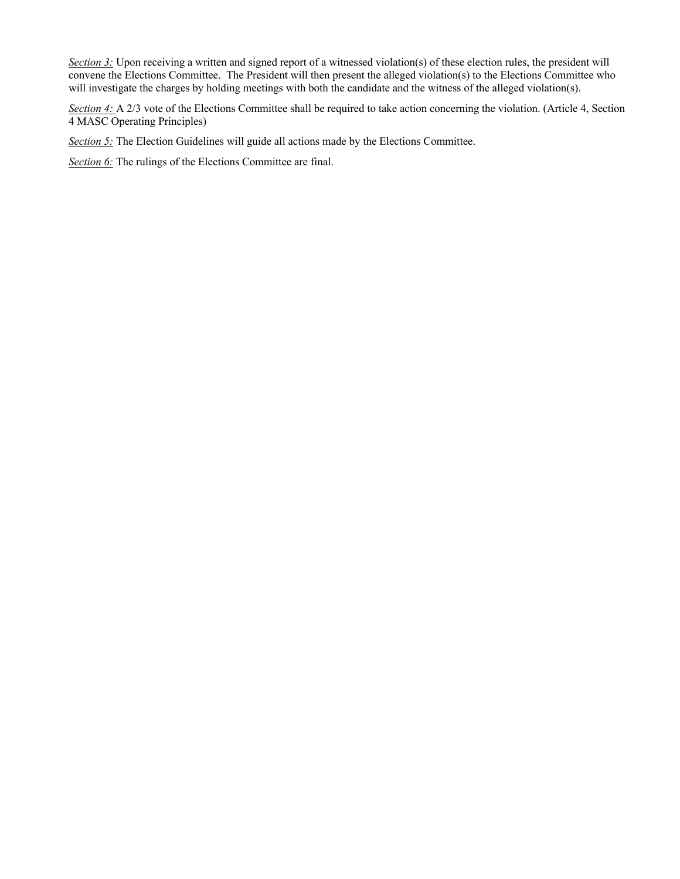*Section 3:* Upon receiving a written and signed report of a witnessed violation(s) of these election rules, the president will convene the Elections Committee. The President will then present the alleged violation(s) to the Elections Committee who will investigate the charges by holding meetings with both the candidate and the witness of the alleged violation(s).

*Section 4:* A 2/3 vote of the Elections Committee shall be required to take action concerning the violation. (Article 4, Section 4 MASC Operating Principles)

*Section 5:* The Election Guidelines will guide all actions made by the Elections Committee.

*Section 6:* The rulings of the Elections Committee are final.